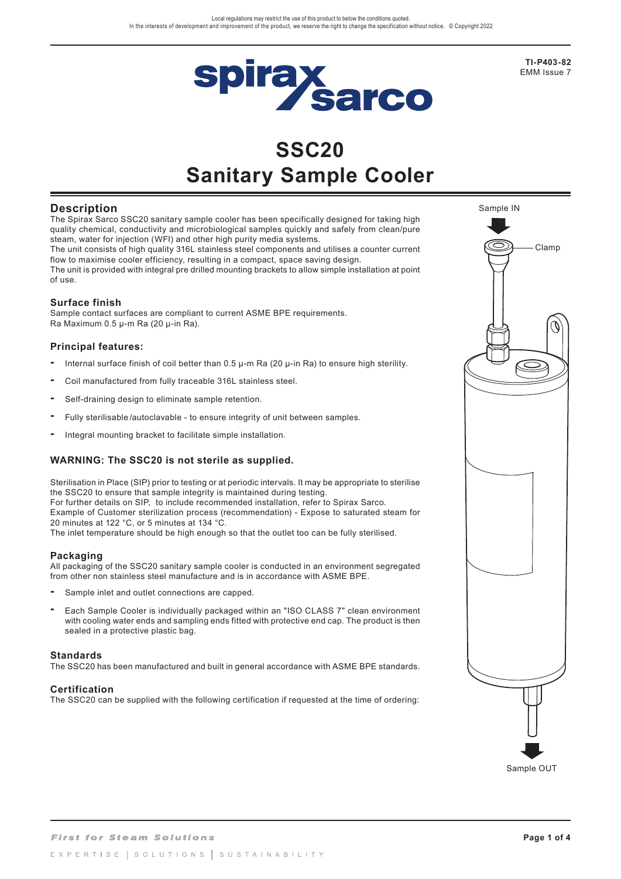# SSC20 Sanitary Sample Cooler

## Description

The Spirax Sarco SSC20 sanitary sample cooler has been specifically designed for taking high quality chemical, conductivity and microbiological samples quickly and safely from clean/pure steam, water for injection (WFI) and other high purity media systems.
The unit consists of high quality 316L stainless steel components and utilises a counter current flow to maximise cooler efficiency, resulting in a compact, space saving design.
The unit is provided with integral pre drilled mounting brackets to allow simple installation at point of use.

### Surface finish

Sample contact surfaces are compliant to current ASME BPE requirements.
Ra Maximum 0.5 μ-m Ra (20 μ-in Ra).

### Principal features:

- Internal surface finish of coil better than 0.5 μ-m Ra (20 μ-in Ra) to ensure high sterility.
- Coil manufactured from fully traceable 316L stainless steel.
- Self-draining design to eliminate sample retention.
- Fully sterilisable /autoclavable - to ensure integrity of unit between samples.
- Integral mounting bracket to facilitate simple installation.

### WARNING: The SSC20 is not sterile as supplied.

Sterilisation in Place (SIP) prior to testing or at periodic intervals. It may be appropriate to sterilise the SSC20 to ensure that sample integrity is maintained during testing.
For further details on SIP, to include recommended installation, refer to Spirax Sarco.
Example of Customer sterilization process (recommendation) - Expose to saturated steam for 20 minutes at 122 °C, or 5 minutes at 134 °C.
The inlet temperature should be high enough so that the outlet too can be fully sterilised.

### Packaging

All packaging of the SSC20 sanitary sample cooler is conducted in an environment segregated from other non stainless steel manufacture and is in accordance with ASME BPE.

- Sample inlet and outlet connections are capped.
- Each Sample Cooler is individually packaged within an "ISO CLASS 7" clean environment with cooling water ends and sampling ends fitted with protective end cap. The product is then sealed in a protective plastic bag.

### Standards

The SSC20 has been manufactured and built in general accordance with ASME BPE standards.

### Certification

The SSC20 can be supplied with the following certification if requested at the time of ordering:

Sample IN

Clamp

Sample OUT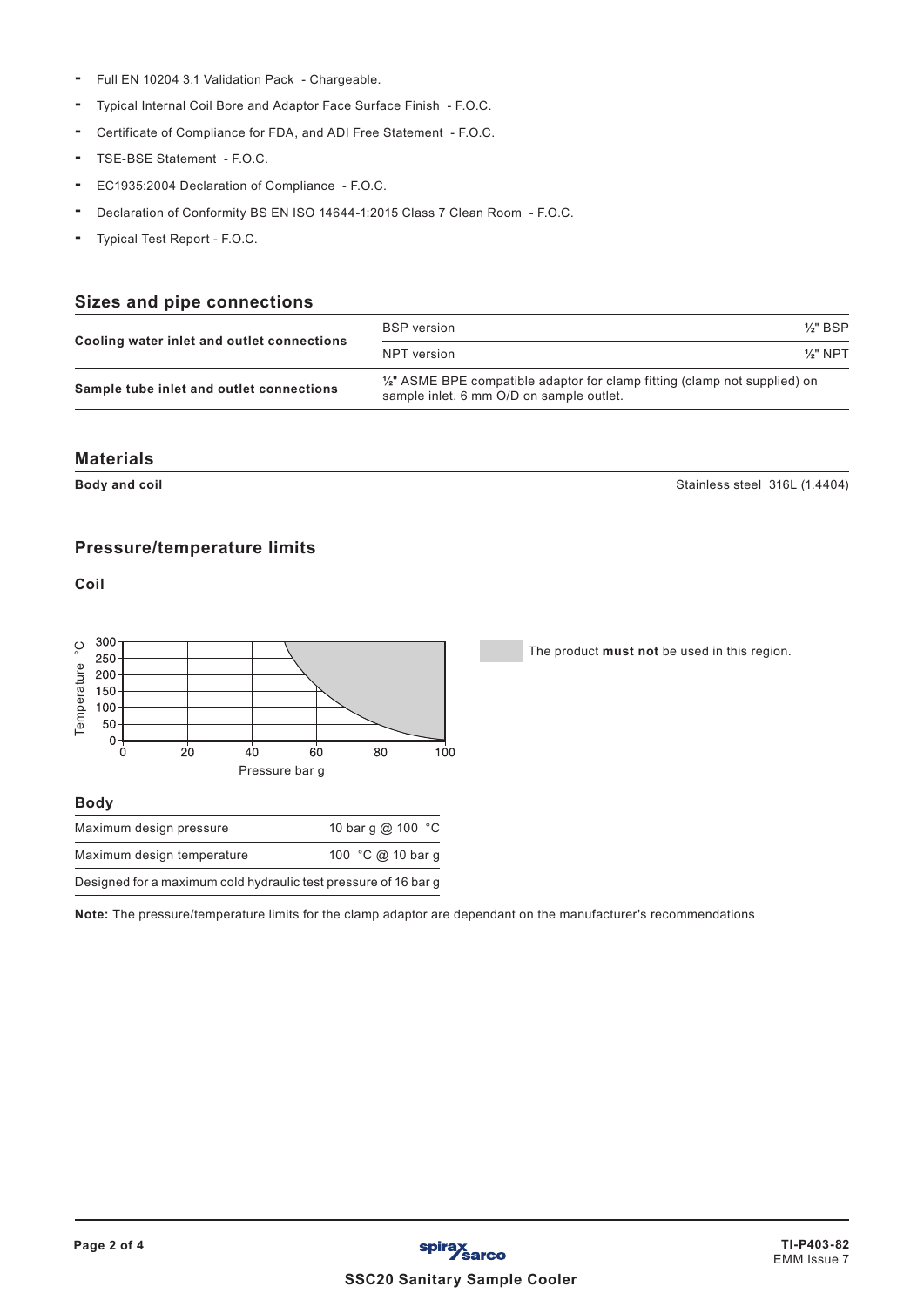- Full EN 10204 3.1 Validation Pack - Chargeable.
- Typical Internal Coil Bore and Adaptor Face Surface Finish - F.O.C.
- Certificate of Compliance for FDA, and ADI Free Statement - F.O.C.
- TSE-BSE Statement - F.O.C.
- EC1935:2004 Declaration of Compliance - F.O.C.
- Declaration of Conformity BS EN ISO 14644-1:2015 Class 7 Clean Room - F.O.C.
- Typical Test Report - F.O.C.

## Sizes and pipe connections

| | | |
|---|---|---|
| **Cooling water inlet and outlet connections** | BSP version | ½" BSP |
| | NPT version | ½" NPT |
| **Sample tube inlet and outlet connections** | ½" ASME BPE compatible adaptor for clamp fitting (clamp not supplied) on sample inlet. 6 mm O/D on sample outlet. | |

## Materials

| | |
|---|---|
| **Body and coil** | Stainless steel 316L (1.4404) |

## Pressure/temperature limits

### Coil

The product **must not** be used in this region.

### Body

| | |
|---|---|
| Maximum design pressure | 10 bar g @ 100 °C |
| Maximum design temperature | 100 °C @ 10 bar g |
| Designed for a maximum cold hydraulic test pressure of 16 bar g | |

**Note:** The pressure/temperature limits for the clamp adaptor are dependant on the manufacturer's recommendations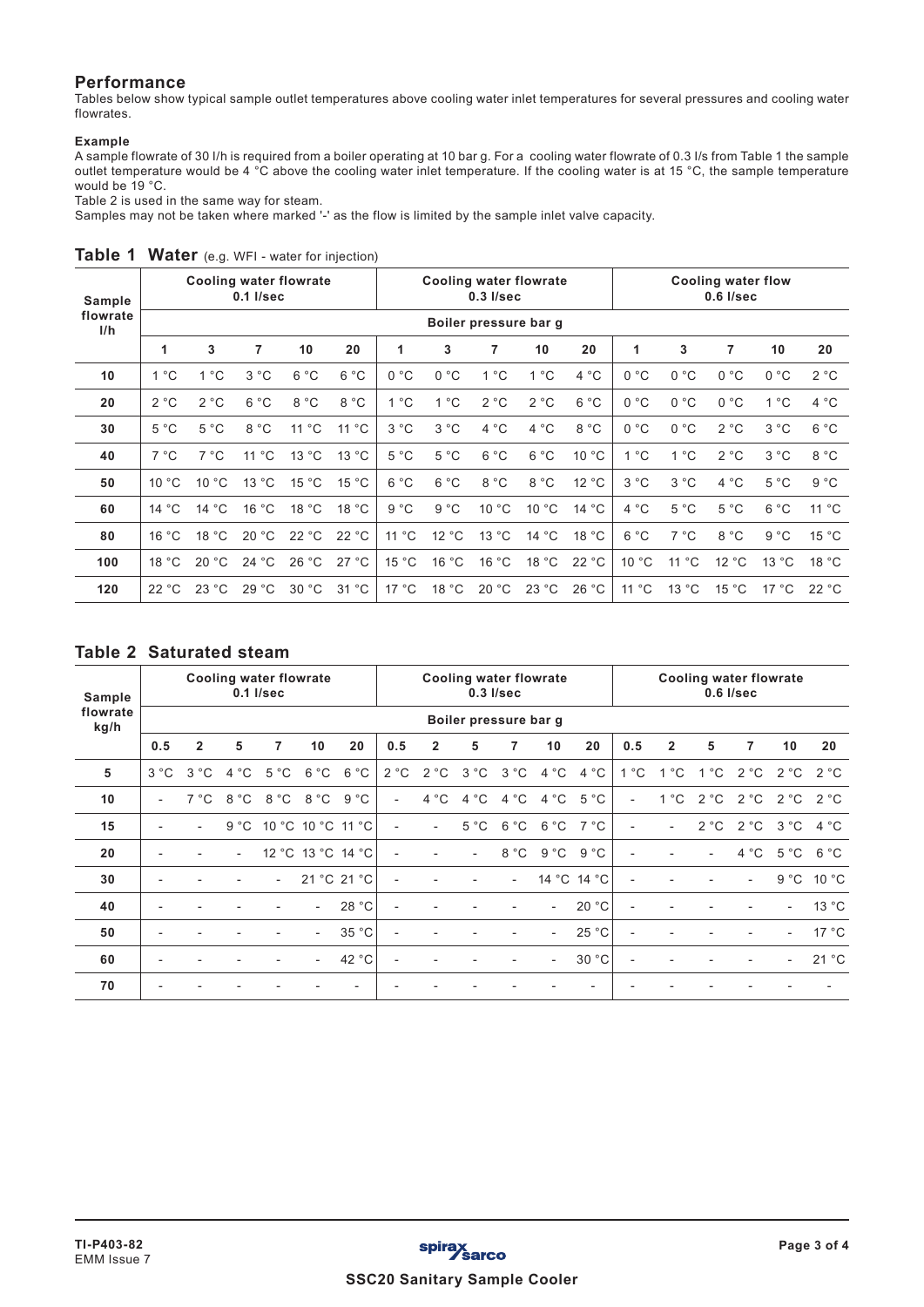## Performance

Tables below show typical sample outlet temperatures above cooling water inlet temperatures for several pressures and cooling water flowrates.

**Example**

A sample flowrate of 30 l/h is required from a boiler operating at 10 bar g. For a cooling water flowrate of 0.3 l/s from Table 1 the sample outlet temperature would be 4 °C above the cooling water inlet temperature. If the cooling water is at 15 °C, the sample temperature would be 19 °C.

Table 2 is used in the same way for steam.

Samples may not be taken where marked '-' as the flow is limited by the sample inlet valve capacity.

### Table 1 Water (e.g. WFI - water for injection)

| Sample flowrate l/h | Cooling water flowrate 0.1 l/sec | | | | | Cooling water flowrate 0.3 l/sec | | | | | Cooling water flow 0.6 l/sec | | | | |
|---|---|---|---|---|---|---|---|---|---|---|---|---|---|---|---|
| | Boiler pressure bar g | | | | | | | | | | | | | | |
| | 1 | 3 | 7 | 10 | 20 | 1 | 3 | 7 | 10 | 20 | 1 | 3 | 7 | 10 | 20 |
| 10 | 1 °C | 1 °C | 3 °C | 6 °C | 6 °C | 0 °C | 0 °C | 1 °C | 1 °C | 4 °C | 0 °C | 0 °C | 0 °C | 0 °C | 2 °C |
| 20 | 2 °C | 2 °C | 6 °C | 8 °C | 8 °C | 1 °C | 1 °C | 2 °C | 2 °C | 6 °C | 0 °C | 0 °C | 0 °C | 1 °C | 4 °C |
| 30 | 5 °C | 5 °C | 8 °C | 11 °C | 11 °C | 3 °C | 3 °C | 4 °C | 4 °C | 8 °C | 0 °C | 0 °C | 2 °C | 3 °C | 6 °C |
| 40 | 7 °C | 7 °C | 11 °C | 13 °C | 13 °C | 5 °C | 5 °C | 6 °C | 6 °C | 10 °C | 1 °C | 1 °C | 2 °C | 3 °C | 8 °C |
| 50 | 10 °C | 10 °C | 13 °C | 15 °C | 15 °C | 6 °C | 6 °C | 8 °C | 8 °C | 12 °C | 3 °C | 3 °C | 4 °C | 5 °C | 9 °C |
| 60 | 14 °C | 14 °C | 16 °C | 18 °C | 18 °C | 9 °C | 9 °C | 10 °C | 10 °C | 14 °C | 4 °C | 5 °C | 5 °C | 6 °C | 11 °C |
| 80 | 16 °C | 18 °C | 20 °C | 22 °C | 22 °C | 11 °C | 12 °C | 13 °C | 14 °C | 18 °C | 6 °C | 7 °C | 8 °C | 9 °C | 15 °C |
| 100 | 18 °C | 20 °C | 24 °C | 26 °C | 27 °C | 15 °C | 16 °C | 16 °C | 18 °C | 22 °C | 10 °C | 11 °C | 12 °C | 13 °C | 18 °C |
| 120 | 22 °C | 23 °C | 29 °C | 30 °C | 31 °C | 17 °C | 18 °C | 20 °C | 23 °C | 26 °C | 11 °C | 13 °C | 15 °C | 17 °C | 22 °C |

### Table 2 Saturated steam

| Sample flowrate kg/h | Cooling water flowrate 0.1 l/sec | | | | | | Cooling water flowrate 0.3 l/sec | | | | | | Cooling water flowrate 0.6 l/sec | | | | | |
|---|---|---|---|---|---|---|---|---|---|---|---|---|---|---|---|---|---|---|
| | Boiler pressure bar g | | | | | | | | | | | | | | | | | |
| | 0.5 | 2 | 5 | 7 | 10 | 20 | 0.5 | 2 | 5 | 7 | 10 | 20 | 0.5 | 2 | 5 | 7 | 10 | 20 |
| 5 | 3 °C | 3 °C | 4 °C | 5 °C | 6 °C | 6 °C | 2 °C | 2 °C | 3 °C | 3 °C | 4 °C | 4 °C | 1 °C | 1 °C | 1 °C | 2 °C | 2 °C | 2 °C |
| 10 | - | 7 °C | 8 °C | 8 °C | 8 °C | 9 °C | - | 4 °C | 4 °C | 4 °C | 4 °C | 5 °C | - | 1 °C | 2 °C | 2 °C | 2 °C | 2 °C |
| 15 | - | - | 9 °C | 10 °C | 10 °C | 11 °C | - | - | 5 °C | 6 °C | 6 °C | 7 °C | - | - | 2 °C | 2 °C | 3 °C | 4 °C |
| 20 | - | - | - | 12 °C | 13 °C | 14 °C | - | - | - | 8 °C | 9 °C | 9 °C | - | - | - | 4 °C | 5 °C | 6 °C |
| 30 | - | - | - | - | 21 °C | 21 °C | - | - | - | - | 14 °C | 14 °C | - | - | - | - | 9 °C | 10 °C |
| 40 | - | - | - | - | - | 28 °C | - | - | - | - | - | 20 °C | - | - | - | - | - | 13 °C |
| 50 | - | - | - | - | - | 35 °C | - | - | - | - | - | 25 °C | - | - | - | - | - | 17 °C |
| 60 | - | - | - | - | - | 42 °C | - | - | - | - | - | 30 °C | - | - | - | - | - | 21 °C |
| 70 | - | - | - | - | - | - | - | - | - | - | - | - | - | - | - | - | - | - |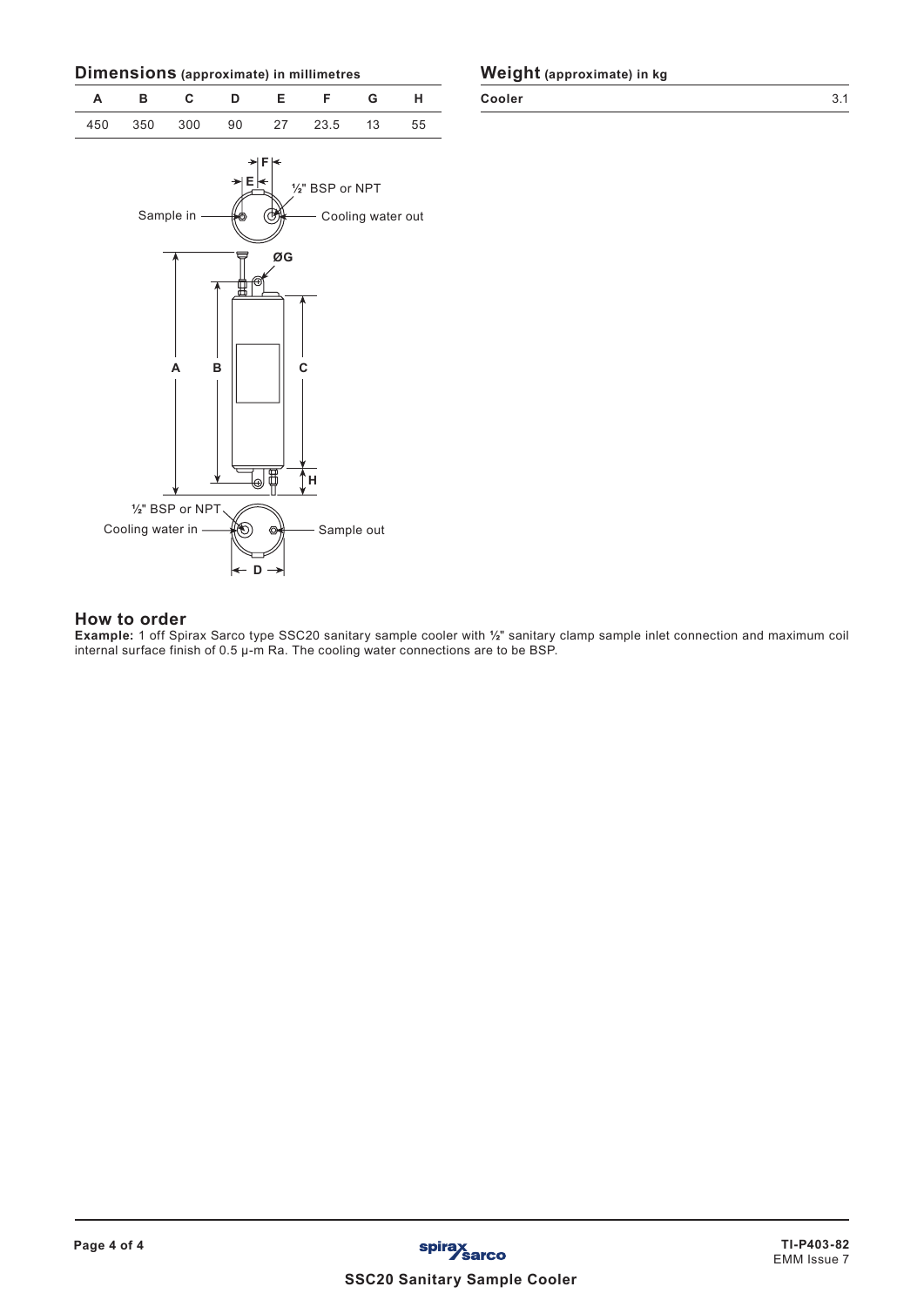## Dimensions (approximate) in millimetres

| A | B | C | D | E | F | G | H |
|---|---|---|---|---|---|---|---|
| 450 | 350 | 300 | 90 | 27 | 23.5 | 13 | 55 |

F
E
½" BSP or NPT
Sample in
Cooling water out
ØG
A
B
C
H
½" BSP or NPT
Cooling water in
Sample out
D

## Weight (approximate) in kg

| | |
|---|---|
| Cooler | 3.1 |

## How to order

**Example:** 1 off Spirax Sarco type SSC20 sanitary sample cooler with ½" sanitary clamp sample inlet connection and maximum coil internal surface finish of 0.5 µ-m Ra. The cooling water connections are to be BSP.